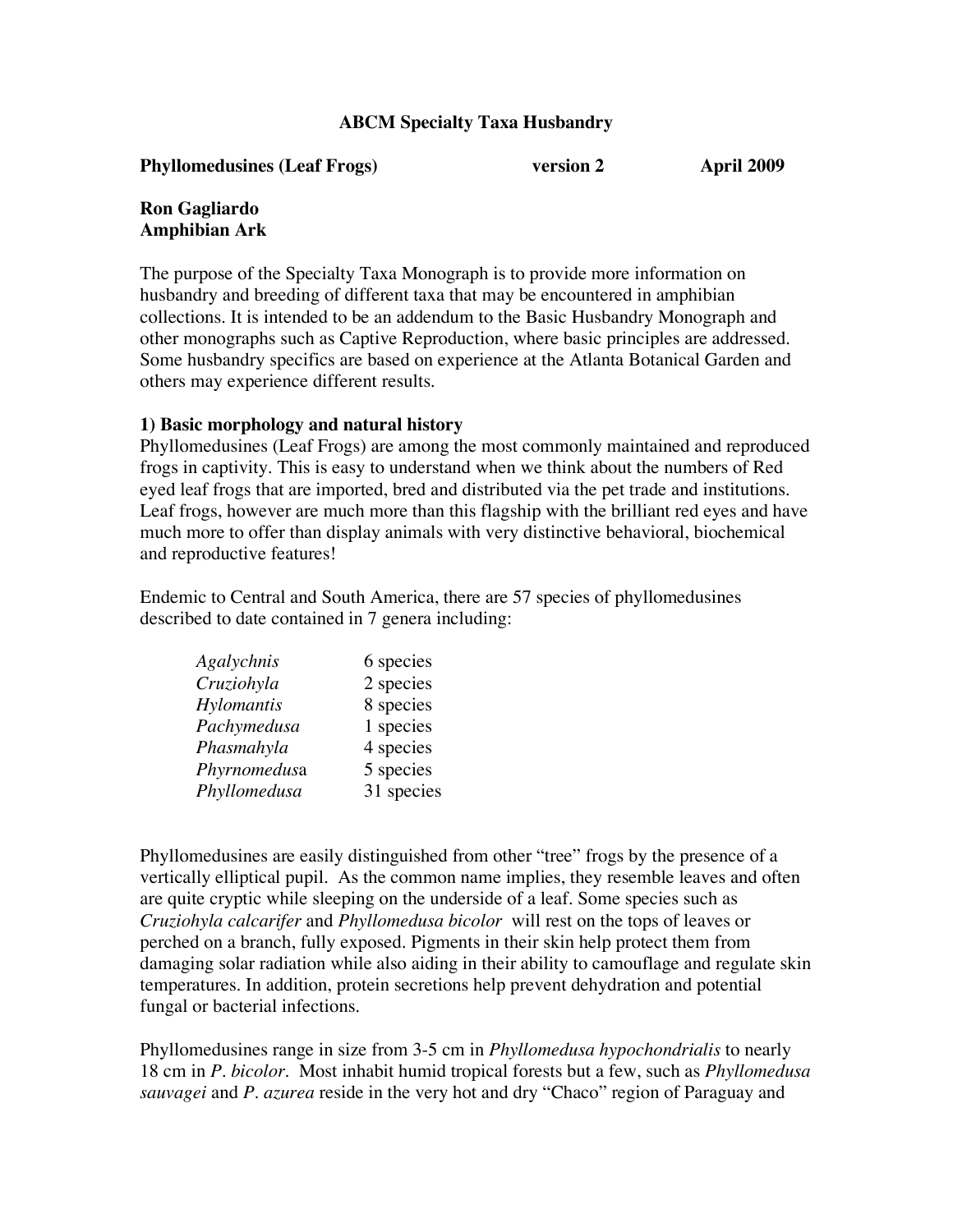# ABCM Specialty Taxa Husbandry

**Phyllomedusines (Leaf Frogs)** **version 2** **April 2009**

**Ron Gagliardo**
**Amphibian Ark**

The purpose of the Specialty Taxa Monograph is to provide more information on husbandry and breeding of different taxa that may be encountered in amphibian collections. It is intended to be an addendum to the Basic Husbandry Monograph and other monographs such as Captive Reproduction, where basic principles are addressed. Some husbandry specifics are based on experience at the Atlanta Botanical Garden and others may experience different results.

## 1) Basic morphology and natural history

Phyllomedusines (Leaf Frogs) are among the most commonly maintained and reproduced frogs in captivity. This is easy to understand when we think about the numbers of Red eyed leaf frogs that are imported, bred and distributed via the pet trade and institutions. Leaf frogs, however are much more than this flagship with the brilliant red eyes and have much more to offer than display animals with very distinctive behavioral, biochemical and reproductive features!

Endemic to Central and South America, there are 57 species of phyllomedusines described to date contained in 7 genera including:

| | |
|---|---|
| *Agalychnis* | 6 species |
| *Cruziohyla* | 2 species |
| *Hylomantis* | 8 species |
| *Pachymedusa* | 1 species |
| *Phasmahyla* | 4 species |
| *Phyrnomedus*a | 5 species |
| *Phyllomedusa* | 31 species |

Phyllomedusines are easily distinguished from other "tree" frogs by the presence of a vertically elliptical pupil. As the common name implies, they resemble leaves and often are quite cryptic while sleeping on the underside of a leaf. Some species such as *Cruziohyla calcarifer* and *Phyllomedusa bicolor* will rest on the tops of leaves or perched on a branch, fully exposed. Pigments in their skin help protect them from damaging solar radiation while also aiding in their ability to camouflage and regulate skin temperatures. In addition, protein secretions help prevent dehydration and potential fungal or bacterial infections.

Phyllomedusines range in size from 3-5 cm in *Phyllomedusa hypochondrialis* to nearly 18 cm in *P. bicolor*. Most inhabit humid tropical forests but a few, such as *Phyllomedusa sauvagei* and *P. azurea* reside in the very hot and dry "Chaco" region of Paraguay and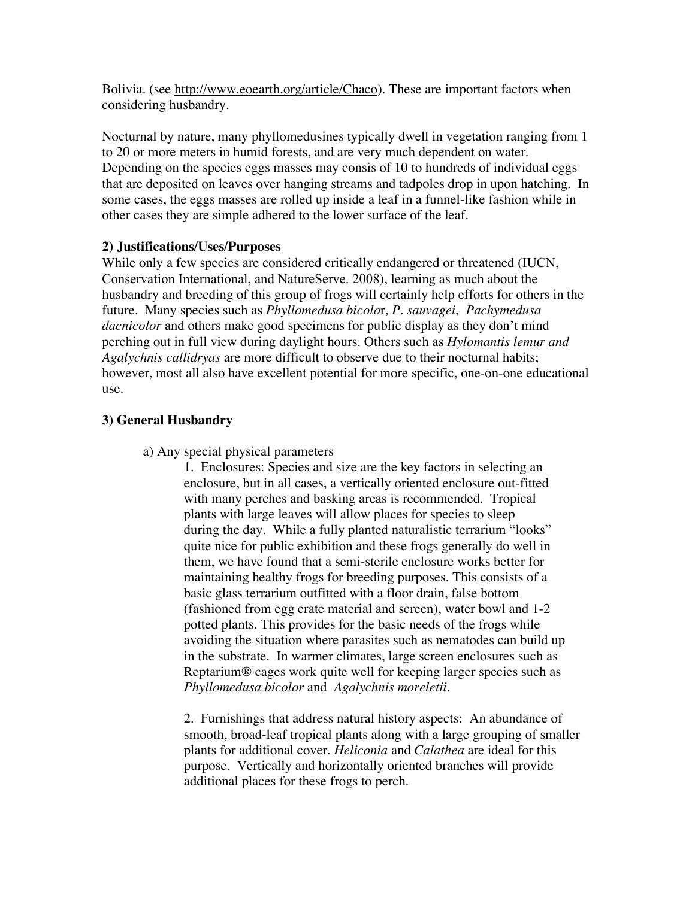Bolivia. (see http://www.eoearth.org/article/Chaco). These are important factors when considering husbandry.

Nocturnal by nature, many phyllomedusines typically dwell in vegetation ranging from 1 to 20 or more meters in humid forests, and are very much dependent on water. Depending on the species eggs masses may consis of 10 to hundreds of individual eggs that are deposited on leaves over hanging streams and tadpoles drop in upon hatching. In some cases, the eggs masses are rolled up inside a leaf in a funnel-like fashion while in other cases they are simple adhered to the lower surface of the leaf.

**2) Justifications/Uses/Purposes**

While only a few species are considered critically endangered or threatened (IUCN, Conservation International, and NatureServe. 2008), learning as much about the husbandry and breeding of this group of frogs will certainly help efforts for others in the future. Many species such as *Phyllomedusa bicolo*r, *P. sauvagei*, *Pachymedusa dacnicolor* and others make good specimens for public display as they don't mind perching out in full view during daylight hours. Others such as *Hylomantis lemur and Agalychnis callidryas* are more difficult to observe due to their nocturnal habits; however, most all also have excellent potential for more specific, one-on-one educational use.

**3) General Husbandry**

a) Any special physical parameters

1. Enclosures: Species and size are the key factors in selecting an enclosure, but in all cases, a vertically oriented enclosure out-fitted with many perches and basking areas is recommended. Tropical plants with large leaves will allow places for species to sleep during the day. While a fully planted naturalistic terrarium "looks" quite nice for public exhibition and these frogs generally do well in them, we have found that a semi-sterile enclosure works better for maintaining healthy frogs for breeding purposes. This consists of a basic glass terrarium outfitted with a floor drain, false bottom (fashioned from egg crate material and screen), water bowl and 1-2 potted plants. This provides for the basic needs of the frogs while avoiding the situation where parasites such as nematodes can build up in the substrate. In warmer climates, large screen enclosures such as Reptarium® cages work quite well for keeping larger species such as *Phyllomedusa bicolor* and *Agalychnis moreletii*.

2. Furnishings that address natural history aspects: An abundance of smooth, broad-leaf tropical plants along with a large grouping of smaller plants for additional cover. *Heliconia* and *Calathea* are ideal for this purpose. Vertically and horizontally oriented branches will provide additional places for these frogs to perch.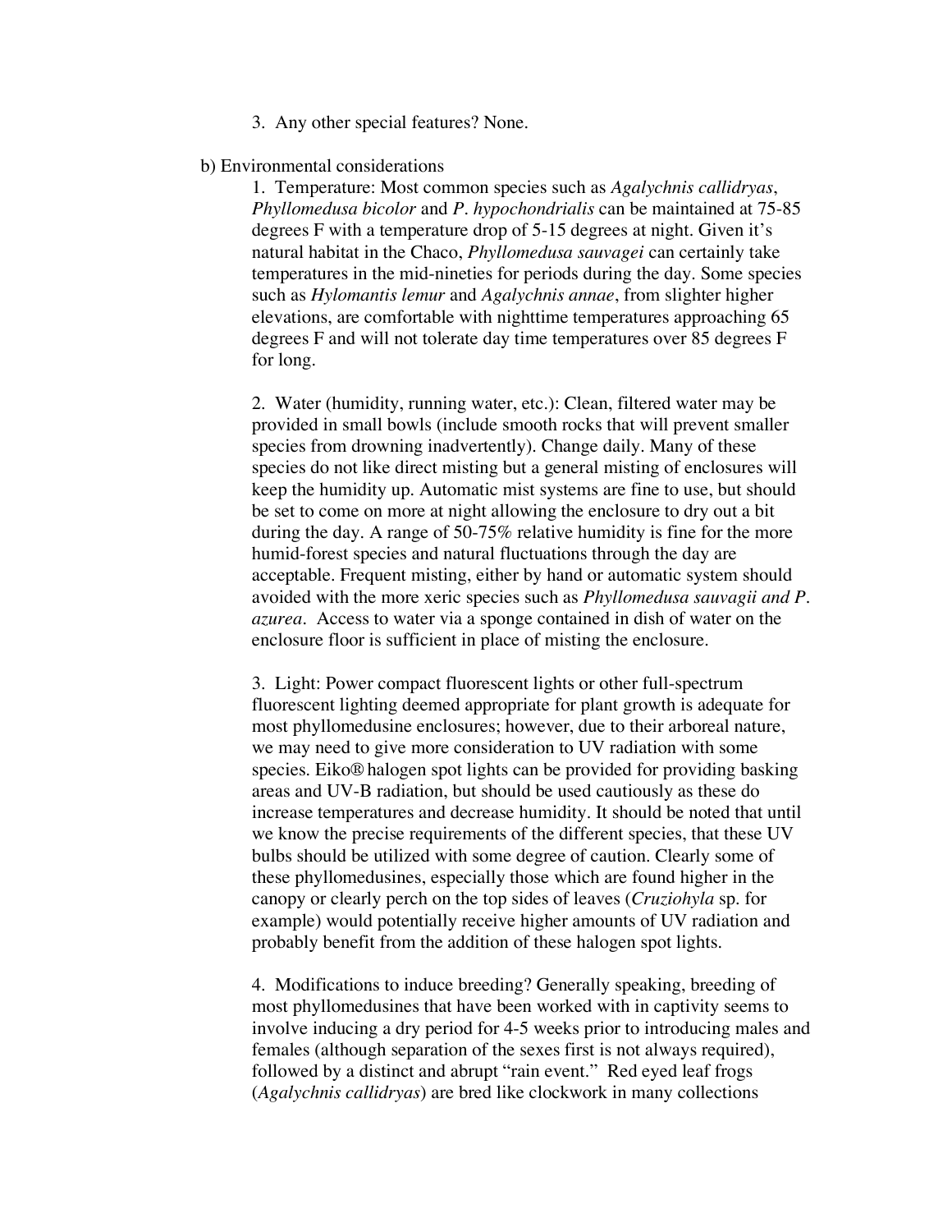3. Any other special features? None.

b) Environmental considerations

1. Temperature: Most common species such as *Agalychnis callidryas*, *Phyllomedusa bicolor* and *P. hypochondrialis* can be maintained at 75-85 degrees F with a temperature drop of 5-15 degrees at night. Given it's natural habitat in the Chaco, *Phyllomedusa sauvagei* can certainly take temperatures in the mid-nineties for periods during the day. Some species such as *Hylomantis lemur* and *Agalychnis annae*, from slighter higher elevations, are comfortable with nighttime temperatures approaching 65 degrees F and will not tolerate day time temperatures over 85 degrees F for long.

2. Water (humidity, running water, etc.): Clean, filtered water may be provided in small bowls (include smooth rocks that will prevent smaller species from drowning inadvertently). Change daily. Many of these species do not like direct misting but a general misting of enclosures will keep the humidity up. Automatic mist systems are fine to use, but should be set to come on more at night allowing the enclosure to dry out a bit during the day. A range of 50-75% relative humidity is fine for the more humid-forest species and natural fluctuations through the day are acceptable. Frequent misting, either by hand or automatic system should avoided with the more xeric species such as *Phyllomedusa sauvagii and P. azurea*. Access to water via a sponge contained in dish of water on the enclosure floor is sufficient in place of misting the enclosure.

3. Light: Power compact fluorescent lights or other full-spectrum fluorescent lighting deemed appropriate for plant growth is adequate for most phyllomedusine enclosures; however, due to their arboreal nature, we may need to give more consideration to UV radiation with some species. Eiko® halogen spot lights can be provided for providing basking areas and UV-B radiation, but should be used cautiously as these do increase temperatures and decrease humidity. It should be noted that until we know the precise requirements of the different species, that these UV bulbs should be utilized with some degree of caution. Clearly some of these phyllomedusines, especially those which are found higher in the canopy or clearly perch on the top sides of leaves (*Cruziohyla* sp. for example) would potentially receive higher amounts of UV radiation and probably benefit from the addition of these halogen spot lights.

4. Modifications to induce breeding? Generally speaking, breeding of most phyllomedusines that have been worked with in captivity seems to involve inducing a dry period for 4-5 weeks prior to introducing males and females (although separation of the sexes first is not always required), followed by a distinct and abrupt "rain event." Red eyed leaf frogs (*Agalychnis callidryas*) are bred like clockwork in many collections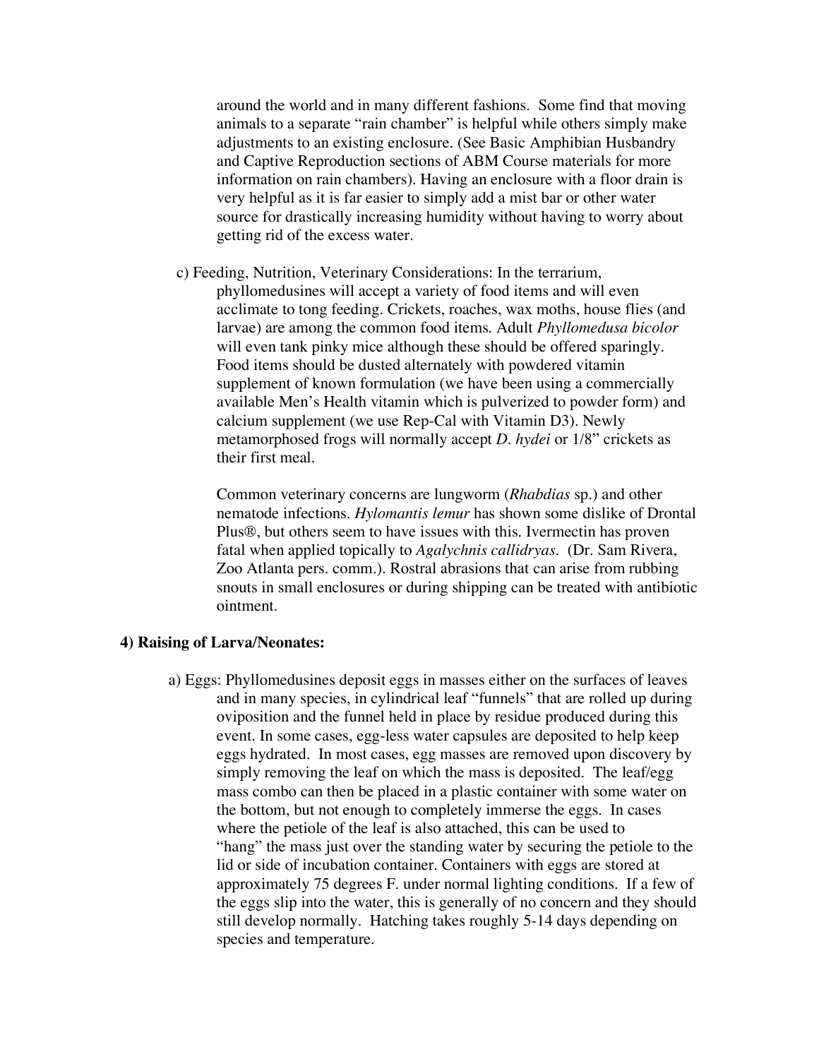around the world and in many different fashions. Some find that moving animals to a separate "rain chamber" is helpful while others simply make adjustments to an existing enclosure. (See Basic Amphibian Husbandry and Captive Reproduction sections of ABM Course materials for more information on rain chambers). Having an enclosure with a floor drain is very helpful as it is far easier to simply add a mist bar or other water source for drastically increasing humidity without having to worry about getting rid of the excess water.

c) Feeding, Nutrition, Veterinary Considerations: In the terrarium, phyllomedusines will accept a variety of food items and will even acclimate to tong feeding. Crickets, roaches, wax moths, house flies (and larvae) are among the common food items. Adult *Phyllomedusa bicolor* will even tank pinky mice although these should be offered sparingly. Food items should be dusted alternately with powdered vitamin supplement of known formulation (we have been using a commercially available Men's Health vitamin which is pulverized to powder form) and calcium supplement (we use Rep-Cal with Vitamin D3). Newly metamorphosed frogs will normally accept *D. hydei* or 1/8" crickets as their first meal.

Common veterinary concerns are lungworm (*Rhabdias* sp.) and other nematode infections. *Hylomantis lemur* has shown some dislike of Drontal Plus®, but others seem to have issues with this. Ivermectin has proven fatal when applied topically to *Agalychnis callidryas*. (Dr. Sam Rivera, Zoo Atlanta pers. comm.). Rostral abrasions that can arise from rubbing snouts in small enclosures or during shipping can be treated with antibiotic ointment.

## 4) Raising of Larva/Neonates:

a) Eggs: Phyllomedusines deposit eggs in masses either on the surfaces of leaves and in many species, in cylindrical leaf "funnels" that are rolled up during oviposition and the funnel held in place by residue produced during this event. In some cases, egg-less water capsules are deposited to help keep eggs hydrated. In most cases, egg masses are removed upon discovery by simply removing the leaf on which the mass is deposited. The leaf/egg mass combo can then be placed in a plastic container with some water on the bottom, but not enough to completely immerse the eggs. In cases where the petiole of the leaf is also attached, this can be used to "hang" the mass just over the standing water by securing the petiole to the lid or side of incubation container. Containers with eggs are stored at approximately 75 degrees F. under normal lighting conditions. If a few of the eggs slip into the water, this is generally of no concern and they should still develop normally. Hatching takes roughly 5-14 days depending on species and temperature.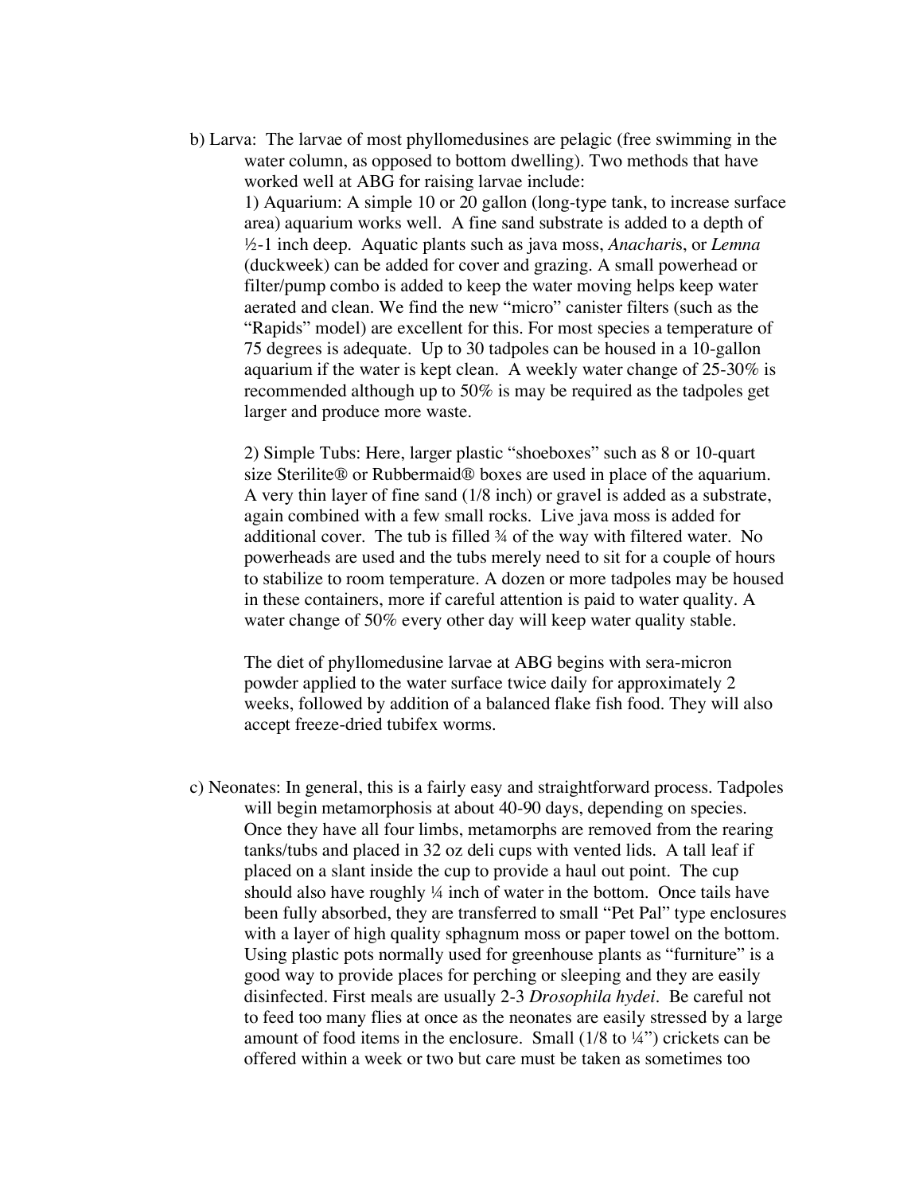b) Larva: The larvae of most phyllomedusines are pelagic (free swimming in the water column, as opposed to bottom dwelling). Two methods that have worked well at ABG for raising larvae include:

1) Aquarium: A simple 10 or 20 gallon (long-type tank, to increase surface area) aquarium works well. A fine sand substrate is added to a depth of ½-1 inch deep. Aquatic plants such as java moss, *Anacharis*, or *Lemna* (duckweek) can be added for cover and grazing. A small powerhead or filter/pump combo is added to keep the water moving helps keep water aerated and clean. We find the new "micro" canister filters (such as the "Rapids" model) are excellent for this. For most species a temperature of 75 degrees is adequate. Up to 30 tadpoles can be housed in a 10-gallon aquarium if the water is kept clean. A weekly water change of 25-30% is recommended although up to 50% is may be required as the tadpoles get larger and produce more waste.

2) Simple Tubs: Here, larger plastic "shoeboxes" such as 8 or 10-quart size Sterilite® or Rubbermaid® boxes are used in place of the aquarium. A very thin layer of fine sand (1/8 inch) or gravel is added as a substrate, again combined with a few small rocks. Live java moss is added for additional cover. The tub is filled ¾ of the way with filtered water. No powerheads are used and the tubs merely need to sit for a couple of hours to stabilize to room temperature. A dozen or more tadpoles may be housed in these containers, more if careful attention is paid to water quality. A water change of 50% every other day will keep water quality stable.

The diet of phyllomedusine larvae at ABG begins with sera-micron powder applied to the water surface twice daily for approximately 2 weeks, followed by addition of a balanced flake fish food. They will also accept freeze-dried tubifex worms.

c) Neonates: In general, this is a fairly easy and straightforward process. Tadpoles will begin metamorphosis at about 40-90 days, depending on species. Once they have all four limbs, metamorphs are removed from the rearing tanks/tubs and placed in 32 oz deli cups with vented lids. A tall leaf if placed on a slant inside the cup to provide a haul out point. The cup should also have roughly ¼ inch of water in the bottom. Once tails have been fully absorbed, they are transferred to small "Pet Pal" type enclosures with a layer of high quality sphagnum moss or paper towel on the bottom. Using plastic pots normally used for greenhouse plants as "furniture" is a good way to provide places for perching or sleeping and they are easily disinfected. First meals are usually 2-3 *Drosophila hydei*. Be careful not to feed too many flies at once as the neonates are easily stressed by a large amount of food items in the enclosure. Small (1/8 to ¼") crickets can be offered within a week or two but care must be taken as sometimes too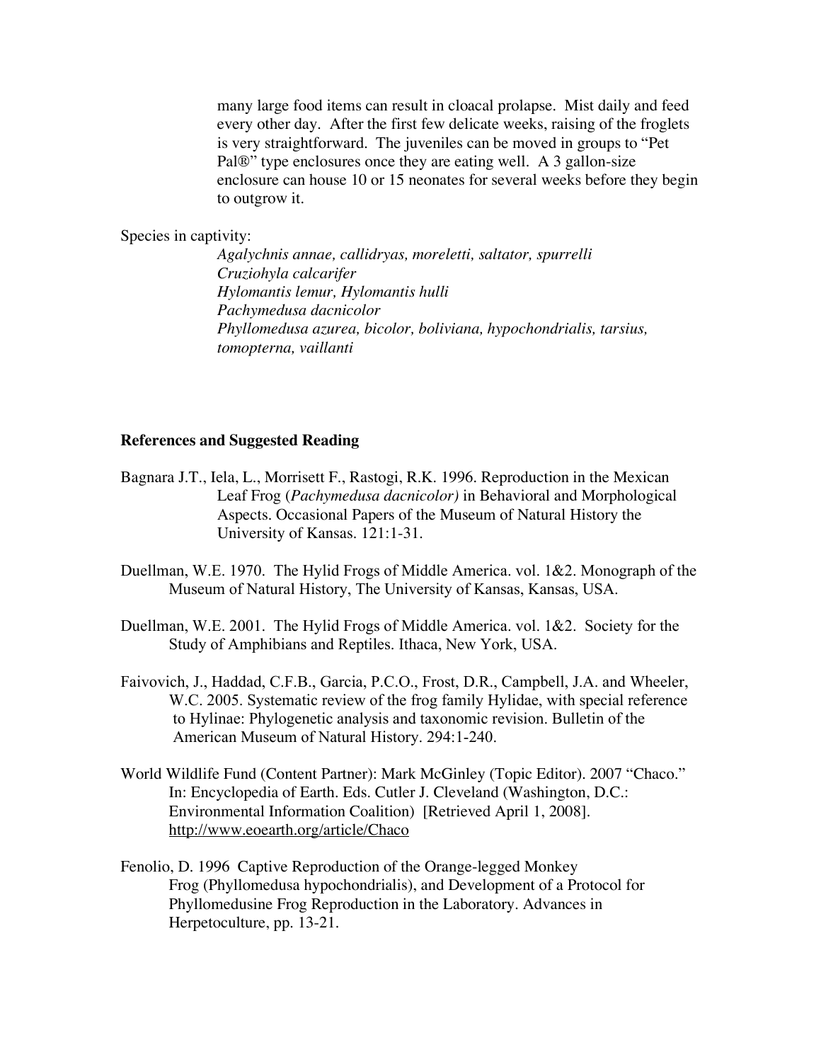many large food items can result in cloacal prolapse. Mist daily and feed every other day. After the first few delicate weeks, raising of the froglets is very straightforward. The juveniles can be moved in groups to "Pet Pal®" type enclosures once they are eating well. A 3 gallon-size enclosure can house 10 or 15 neonates for several weeks before they begin to outgrow it.

Species in captivity:

*Agalychnis annae, callidryas, moreletti, saltator, spurrelli*
*Cruziohyla calcarifer*
*Hylomantis lemur, Hylomantis hulli*
*Pachymedusa dacnicolor*
*Phyllomedusa azurea, bicolor, boliviana, hypochondrialis, tarsius, tomopterna, vaillanti*

## References and Suggested Reading

Bagnara J.T., Iela, L., Morrisett F., Rastogi, R.K. 1996. Reproduction in the Mexican Leaf Frog (*Pachymedusa dacnicolor)* in Behavioral and Morphological Aspects. Occasional Papers of the Museum of Natural History the University of Kansas. 121:1-31.

Duellman, W.E. 1970. The Hylid Frogs of Middle America. vol. 1&2. Monograph of the Museum of Natural History, The University of Kansas, Kansas, USA.

Duellman, W.E. 2001. The Hylid Frogs of Middle America. vol. 1&2. Society for the Study of Amphibians and Reptiles. Ithaca, New York, USA.

Faivovich, J., Haddad, C.F.B., Garcia, P.C.O., Frost, D.R., Campbell, J.A. and Wheeler, W.C. 2005. Systematic review of the frog family Hylidae, with special reference to Hylinae: Phylogenetic analysis and taxonomic revision. Bulletin of the American Museum of Natural History. 294:1-240.

World Wildlife Fund (Content Partner): Mark McGinley (Topic Editor). 2007 "Chaco." In: Encyclopedia of Earth. Eds. Cutler J. Cleveland (Washington, D.C.: Environmental Information Coalition) [Retrieved April 1, 2008]. http://www.eoearth.org/article/Chaco

Fenolio, D. 1996 Captive Reproduction of the Orange-legged Monkey Frog (Phyllomedusa hypochondrialis), and Development of a Protocol for Phyllomedusine Frog Reproduction in the Laboratory. Advances in Herpetoculture, pp. 13-21.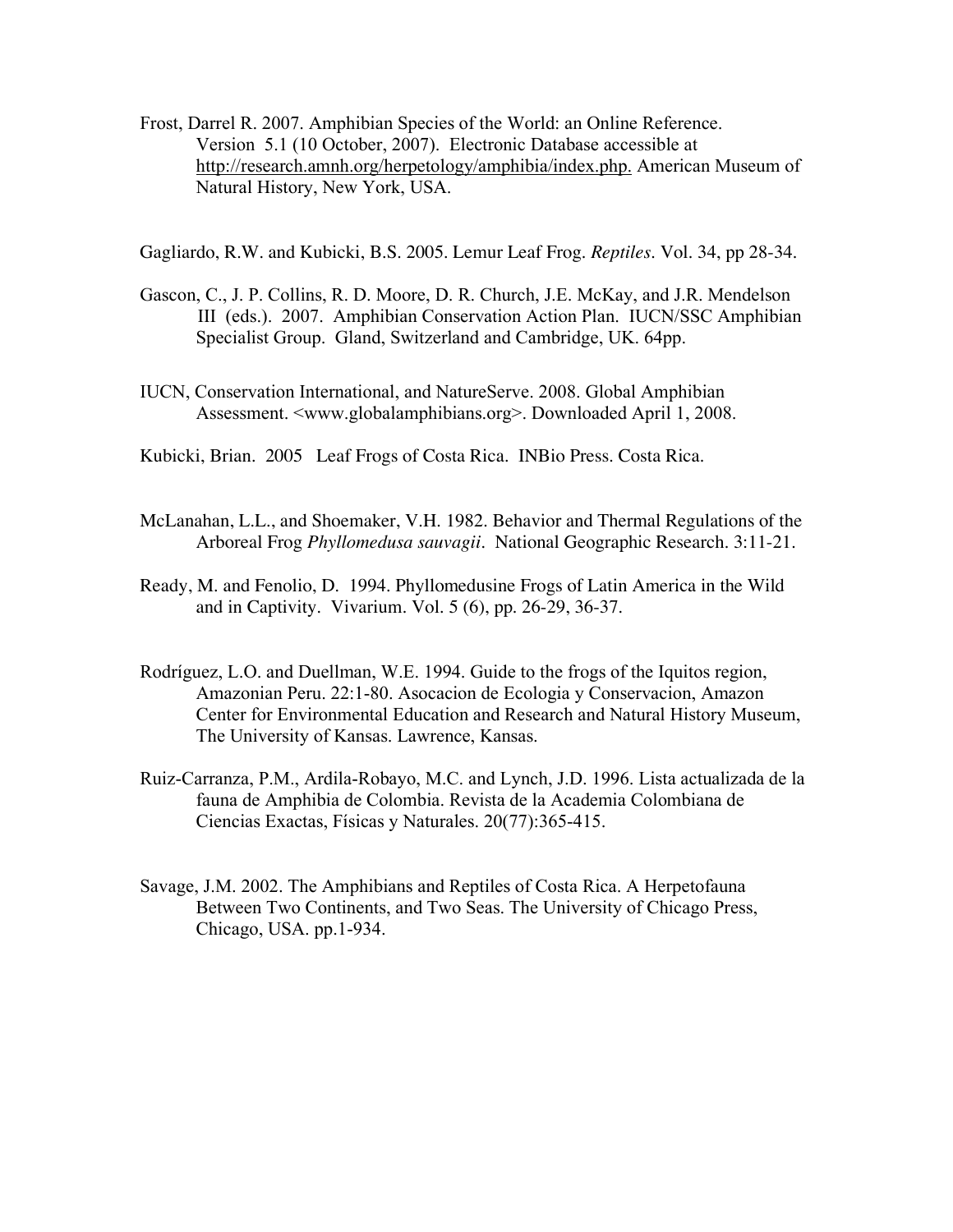Frost, Darrel R. 2007. Amphibian Species of the World: an Online Reference. Version 5.1 (10 October, 2007). Electronic Database accessible at http://research.amnh.org/herpetology/amphibia/index.php. American Museum of Natural History, New York, USA.

Gagliardo, R.W. and Kubicki, B.S. 2005. Lemur Leaf Frog. *Reptiles*. Vol. 34, pp 28-34.

Gascon, C., J. P. Collins, R. D. Moore, D. R. Church, J.E. McKay, and J.R. Mendelson III (eds.). 2007. Amphibian Conservation Action Plan. IUCN/SSC Amphibian Specialist Group. Gland, Switzerland and Cambridge, UK. 64pp.

IUCN, Conservation International, and NatureServe. 2008. Global Amphibian Assessment. <www.globalamphibians.org>. Downloaded April 1, 2008.

Kubicki, Brian. 2005 Leaf Frogs of Costa Rica. INBio Press. Costa Rica.

McLanahan, L.L., and Shoemaker, V.H. 1982. Behavior and Thermal Regulations of the Arboreal Frog *Phyllomedusa sauvagii*. National Geographic Research. 3:11-21.

Ready, M. and Fenolio, D. 1994. Phyllomedusine Frogs of Latin America in the Wild and in Captivity. Vivarium. Vol. 5 (6), pp. 26-29, 36-37.

Rodríguez, L.O. and Duellman, W.E. 1994. Guide to the frogs of the Iquitos region, Amazonian Peru. 22:1-80. Asocacion de Ecologia y Conservacion, Amazon Center for Environmental Education and Research and Natural History Museum, The University of Kansas. Lawrence, Kansas.

Ruiz-Carranza, P.M., Ardila-Robayo, M.C. and Lynch, J.D. 1996. Lista actualizada de la fauna de Amphibia de Colombia. Revista de la Academia Colombiana de Ciencias Exactas, Físicas y Naturales. 20(77):365-415.

Savage, J.M. 2002. The Amphibians and Reptiles of Costa Rica. A Herpetofauna Between Two Continents, and Two Seas. The University of Chicago Press, Chicago, USA. pp.1-934.